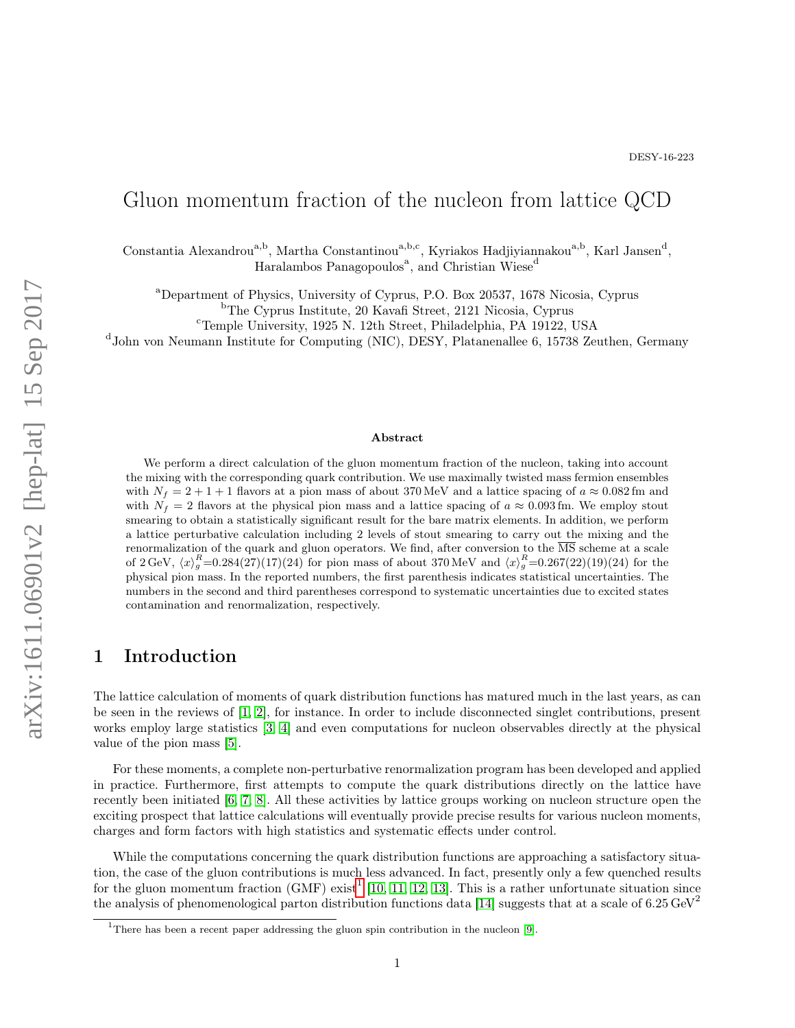DESY-16-223

# Gluon momentum fraction of the nucleon from lattice QCD

Constantia Alexandrou[a,b], Martha Constantinou[a,b,c], Kyriakos Hadjiyiannakou[a,b], Karl Jansen[d], Haralambos Panagopoulos[a], and Christian Wiese[d]

[a]Department of Physics, University of Cyprus, P.O. Box 20537, 1678 Nicosia, Cyprus
[b]The Cyprus Institute, 20 Kavafi Street, 2121 Nicosia, Cyprus
[c]Temple University, 1925 N. 12th Street, Philadelphia, PA 19122, USA
[d]John von Neumann Institute for Computing (NIC), DESY, Platanenallee 6, 15738 Zeuthen, Germany

## Abstract

We perform a direct calculation of the gluon momentum fraction of the nucleon, taking into account the mixing with the corresponding quark contribution. We use maximally twisted mass fermion ensembles with $N_f = 2+1+1$ flavors at a pion mass of about 370 MeV and a lattice spacing of $a \approx 0.082$ fm and with $N_f = 2$ flavors at the physical pion mass and a lattice spacing of $a \approx 0.093$ fm. We employ stout smearing to obtain a statistically significant result for the bare matrix elements. In addition, we perform a lattice perturbative calculation including 2 levels of stout smearing to carry out the mixing and the renormalization of the quark and gluon operators. We find, after conversion to the $\overline{\text{MS}}$ scheme at a scale of 2 GeV, $\langle x \rangle_g^R$=0.284(27)(17)(24) for pion mass of about 370 MeV and $\langle x \rangle_g^R$=0.267(22)(19)(24) for the physical pion mass. In the reported numbers, the first parenthesis indicates statistical uncertainties. The numbers in the second and third parentheses correspond to systematic uncertainties due to excited states contamination and renormalization, respectively.

## 1 Introduction

The lattice calculation of moments of quark distribution functions has matured much in the last years, as can be seen in the reviews of [1, 2], for instance. In order to include disconnected singlet contributions, present works employ large statistics [3, 4] and even computations for nucleon observables directly at the physical value of the pion mass [5].

For these moments, a complete non-perturbative renormalization program has been developed and applied in practice. Furthermore, first attempts to compute the quark distributions directly on the lattice have recently been initiated [6, 7, 8]. All these activities by lattice groups working on nucleon structure open the exciting prospect that lattice calculations will eventually provide precise results for various nucleon moments, charges and form factors with high statistics and systematic effects under control.

While the computations concerning the quark distribution functions are approaching a satisfactory situation, the case of the gluon contributions is much less advanced. In fact, presently only a few quenched results for the gluon momentum fraction (GMF) exist[1] [10, 11, 12, 13]. This is a rather unfortunate situation since the analysis of phenomenological parton distribution functions data [14] suggests that at a scale of 6.25 GeV$^2$

[1]There has been a recent paper addressing the gluon spin contribution in the nucleon [9].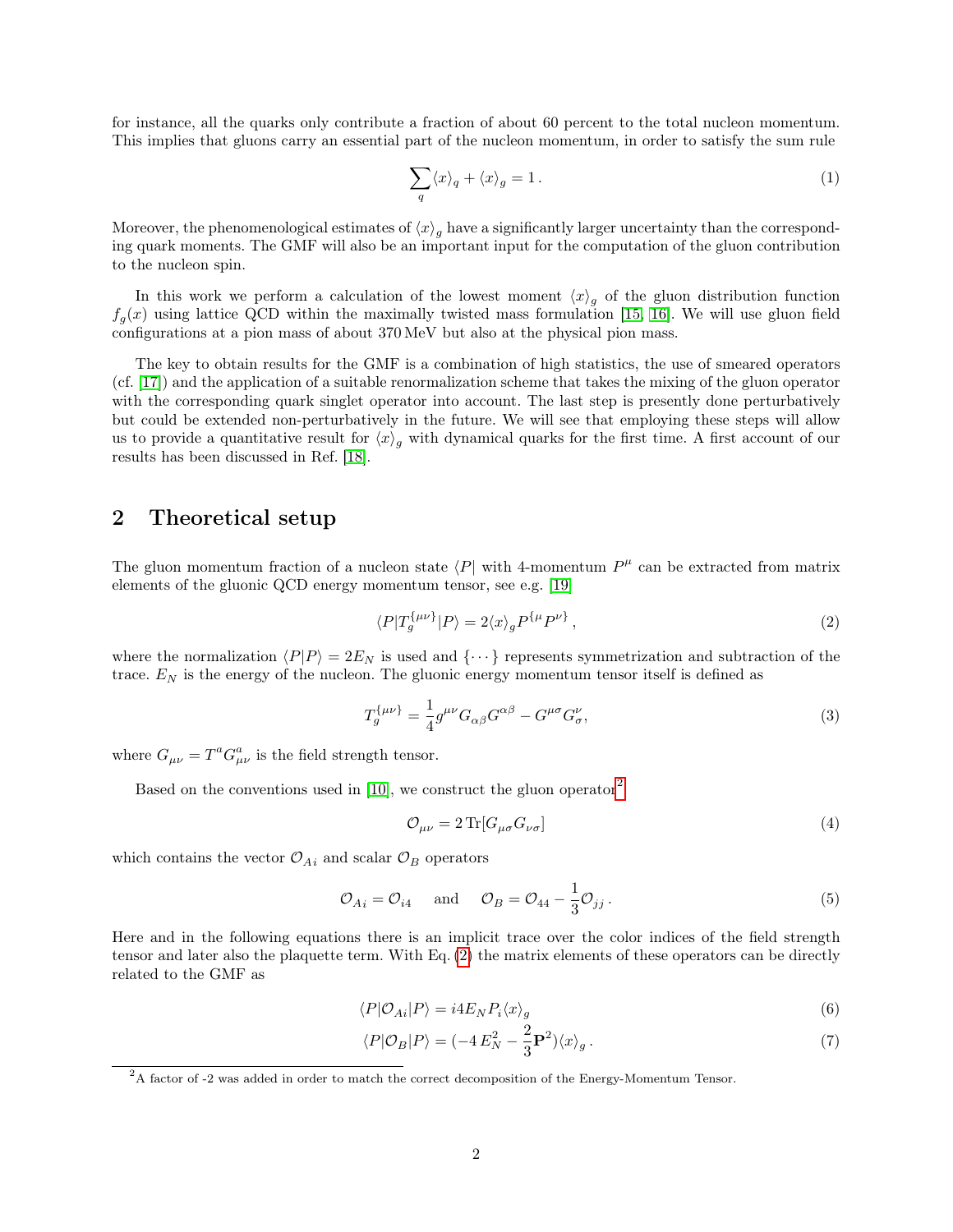for instance, all the quarks only contribute a fraction of about 60 percent to the total nucleon momentum. This implies that gluons carry an essential part of the nucleon momentum, in order to satisfy the sum rule

$$\sum_q \langle x \rangle_q + \langle x \rangle_g = 1 \,. \tag{1}$$

Moreover, the phenomenological estimates of $\langle x \rangle_g$ have a significantly larger uncertainty than the corresponding quark moments. The GMF will also be an important input for the computation of the gluon contribution to the nucleon spin.

In this work we perform a calculation of the lowest moment $\langle x \rangle_g$ of the gluon distribution function $f_g(x)$ using lattice QCD within the maximally twisted mass formulation [15, 16]. We will use gluon field configurations at a pion mass of about 370 MeV but also at the physical pion mass.

The key to obtain results for the GMF is a combination of high statistics, the use of smeared operators (cf. [17]) and the application of a suitable renormalization scheme that takes the mixing of the gluon operator with the corresponding quark singlet operator into account. The last step is presently done perturbatively but could be extended non-perturbatively in the future. We will see that employing these steps will allow us to provide a quantitative result for $\langle x \rangle_g$ with dynamical quarks for the first time. A first account of our results has been discussed in Ref. [18].

## 2 Theoretical setup

The gluon momentum fraction of a nucleon state $\langle P|$ with 4-momentum $P^\mu$ can be extracted from matrix elements of the gluonic QCD energy momentum tensor, see e.g. [19]

$$\langle P| T_g^{\{\mu\nu\}} |P\rangle = 2 \langle x \rangle_g P^{\{\mu} P^{\nu\}} \,, \tag{2}$$

where the normalization $\langle P|P\rangle = 2E_N$ is used and $\{\cdots\}$ represents symmetrization and subtraction of the trace. $E_N$ is the energy of the nucleon. The gluonic energy momentum tensor itself is defined as

$$T_g^{\{\mu\nu\}} = \frac{1}{4} g^{\mu\nu} G_{\alpha\beta} G^{\alpha\beta} - G^{\mu\sigma} G^{\nu}_{\sigma}, \tag{3}$$

where $G_{\mu\nu} = T^a G^a_{\mu\nu}$ is the field strength tensor.

Based on the conventions used in [10], we construct the gluon operator[2]

$$\mathcal{O}_{\mu\nu} = 2 \, \mathrm{Tr}[G_{\mu\sigma} G_{\nu\sigma}] \tag{4}$$

which contains the vector $\mathcal{O}_{Ai}$ and scalar $\mathcal{O}_B$ operators

$$\mathcal{O}_{Ai} = \mathcal{O}_{i4} \quad \text{ and } \quad \mathcal{O}_B = \mathcal{O}_{44} - \frac{1}{3} \mathcal{O}_{jj} \,. \tag{5}$$

Here and in the following equations there is an implicit trace over the color indices of the field strength tensor and later also the plaquette term. With Eq. (2) the matrix elements of these operators can be directly related to the GMF as

$$\langle P| \mathcal{O}_{Ai} |P\rangle = i 4 E_N P_i \langle x \rangle_g \tag{6}$$

$$\langle P| \mathcal{O}_B |P\rangle = (-4\, E_N^2 - \frac{2}{3} \mathbf{P}^2) \langle x \rangle_g \,. \tag{7}$$

[2] A factor of -2 was added in order to match the correct decomposition of the Energy-Momentum Tensor.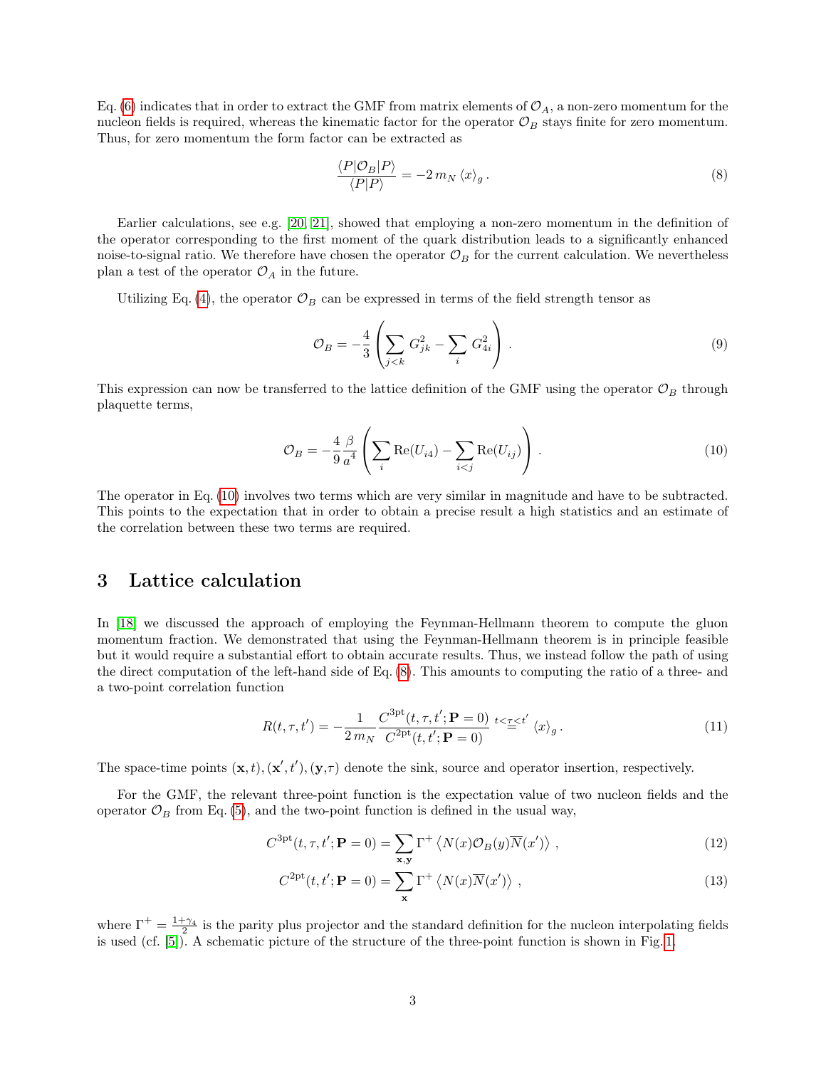Eq. (6) indicates that in order to extract the GMF from matrix elements of $\mathcal{O}_A$, a non-zero momentum for the nucleon fields is required, whereas the kinematic factor for the operator $\mathcal{O}_B$ stays finite for zero momentum. Thus, for zero momentum the form factor can be extracted as

$$\frac{\langle P|\mathcal{O}_B|P\rangle}{\langle P|P\rangle} = -2\, m_N \, \langle x\rangle_g \, . \tag{8}$$

Earlier calculations, see e.g. [20, 21], showed that employing a non-zero momentum in the definition of the operator corresponding to the first moment of the quark distribution leads to a significantly enhanced noise-to-signal ratio. We therefore have chosen the operator $\mathcal{O}_B$ for the current calculation. We nevertheless plan a test of the operator $\mathcal{O}_A$ in the future.

Utilizing Eq. (4), the operator $\mathcal{O}_B$ can be expressed in terms of the field strength tensor as

$$\mathcal{O}_B = -\frac{4}{3}\left(\sum_{j<k} G_{jk}^2 - \sum_i G_{4i}^2\right) . \tag{9}$$

This expression can now be transferred to the lattice definition of the GMF using the operator $\mathcal{O}_B$ through plaquette terms,

$$\mathcal{O}_B = -\frac{4}{9}\frac{\beta}{a^4}\left(\sum_i \mathrm{Re}(U_{i4}) - \sum_{i<j} \mathrm{Re}(U_{ij})\right) . \tag{10}$$

The operator in Eq. (10) involves two terms which are very similar in magnitude and have to be subtracted. This points to the expectation that in order to obtain a precise result a high statistics and an estimate of the correlation between these two terms are required.

# 3 Lattice calculation

In [18] we discussed the approach of employing the Feynman-Hellmann theorem to compute the gluon momentum fraction. We demonstrated that using the Feynman-Hellmann theorem is in principle feasible but it would require a substantial effort to obtain accurate results. Thus, we instead follow the path of using the direct computation of the left-hand side of Eq. (8). This amounts to computing the ratio of a three- and a two-point correlation function

$$R(t,\tau,t') = -\frac{1}{2\, m_N}\frac{C^{\mathrm{3pt}}(t,\tau,t';\mathbf{P}=0)}{C^{\mathrm{2pt}}(t,t';\mathbf{P}=0)} \overset{t<\tau<t'}{=} \langle x\rangle_g \, . \tag{11}$$

The space-time points $(\mathbf{x},t), (\mathbf{x}',t'), (\mathbf{y},\tau)$ denote the sink, source and operator insertion, respectively.

For the GMF, the relevant three-point function is the expectation value of two nucleon fields and the operator $\mathcal{O}_B$ from Eq. (5), and the two-point function is defined in the usual way,

$$C^{\mathrm{3pt}}(t,\tau,t';\mathbf{P}=0) = \sum_{\mathbf{x},\mathbf{y}} \Gamma^+ \left\langle N(x)\mathcal{O}_B(y)\overline{N}(x')\right\rangle , \tag{12}$$

$$C^{\mathrm{2pt}}(t,t';\mathbf{P}=0) = \sum_{\mathbf{x}} \Gamma^+ \left\langle N(x)\overline{N}(x')\right\rangle , \tag{13}$$

where $\Gamma^+ = \frac{1+\gamma_4}{2}$ is the parity plus projector and the standard definition for the nucleon interpolating fields is used (cf. [5]). A schematic picture of the structure of the three-point function is shown in Fig. 1.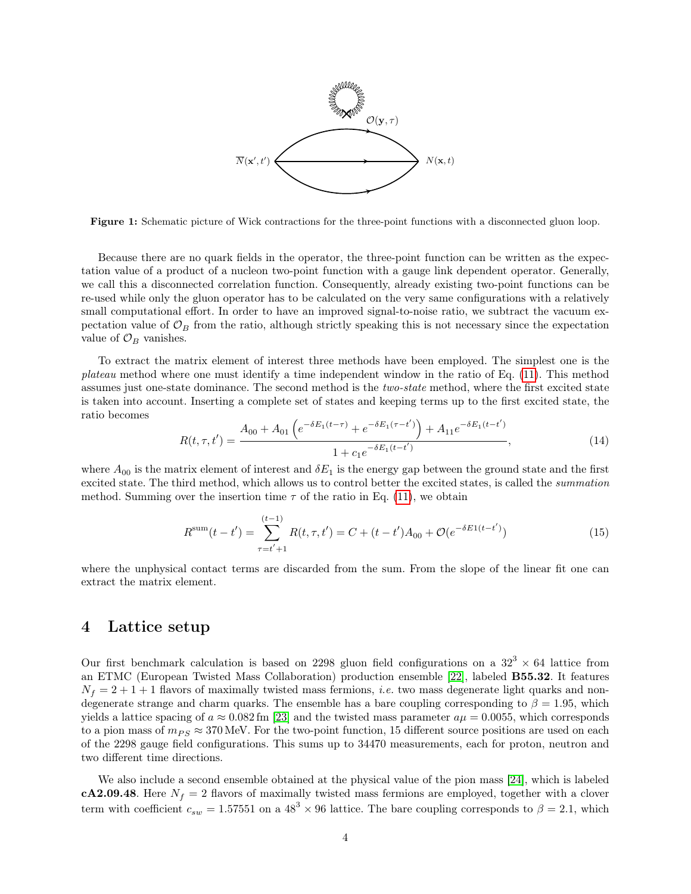Figure 1: Schematic picture of Wick contractions for the three-point functions with a disconnected gluon loop.

Because there are no quark fields in the operator, the three-point function can be written as the expectation value of a product of a nucleon two-point function with a gauge link dependent operator. Generally, we call this a disconnected correlation function. Consequently, already existing two-point functions can be re-used while only the gluon operator has to be calculated on the very same configurations with a relatively small computational effort. In order to have an improved signal-to-noise ratio, we subtract the vacuum expectation value of $\mathcal{O}_B$ from the ratio, although strictly speaking this is not necessary since the expectation value of $\mathcal{O}_B$ vanishes.

To extract the matrix element of interest three methods have been employed. The simplest one is the *plateau* method where one must identify a time independent window in the ratio of Eq. (11). This method assumes just one-state dominance. The second method is the *two-state* method, where the first excited state is taken into account. Inserting a complete set of states and keeping terms up to the first excited state, the ratio becomes

$$R(t,\tau,t') = \frac{A_{00} + A_{01}\left(e^{-\delta E_1 (t-\tau)} + e^{-\delta E_1 (\tau - t')}\right) + A_{11} e^{-\delta E_1 (t-t')}}{1 + c_1 e^{-\delta E_1 (t-t')}}, \tag{14}$$

where $A_{00}$ is the matrix element of interest and $\delta E_1$ is the energy gap between the ground state and the first excited state. The third method, which allows us to control better the excited states, is called the *summation* method. Summing over the insertion time $\tau$ of the ratio in Eq. (11), we obtain

$$R^{\text{sum}}(t-t') = \sum_{\tau = t'+1}^{(t-1)} R(t,\tau,t') = C + (t-t')A_{00} + \mathcal{O}(e^{-\delta E1 (t-t')}) \tag{15}$$

where the unphysical contact terms are discarded from the sum. From the slope of the linear fit one can extract the matrix element.

## 4 Lattice setup

Our first benchmark calculation is based on 2298 gluon field configurations on a $32^3 \times 64$ lattice from an ETMC (European Twisted Mass Collaboration) production ensemble [22], labeled **B55.32**. It features $N_f = 2+1+1$ flavors of maximally twisted mass fermions, *i.e.* two mass degenerate light quarks and non-degenerate strange and charm quarks. The ensemble has a bare coupling corresponding to $\beta = 1.95$, which yields a lattice spacing of $a \approx 0.082\,\text{fm}$ [23] and the twisted mass parameter $a\mu = 0.0055$, which corresponds to a pion mass of $m_{PS} \approx 370\,\text{MeV}$. For the two-point function, 15 different source positions are used on each of the 2298 gauge field configurations. This sums up to 34470 measurements, each for proton, neutron and two different time directions.

We also include a second ensemble obtained at the physical value of the pion mass [24], which is labeled **cA2.09.48**. Here $N_f = 2$ flavors of maximally twisted mass fermions are employed, together with a clover term with coefficient $c_{sw} = 1.57551$ on a $48^3 \times 96$ lattice. The bare coupling corresponds to $\beta = 2.1$, which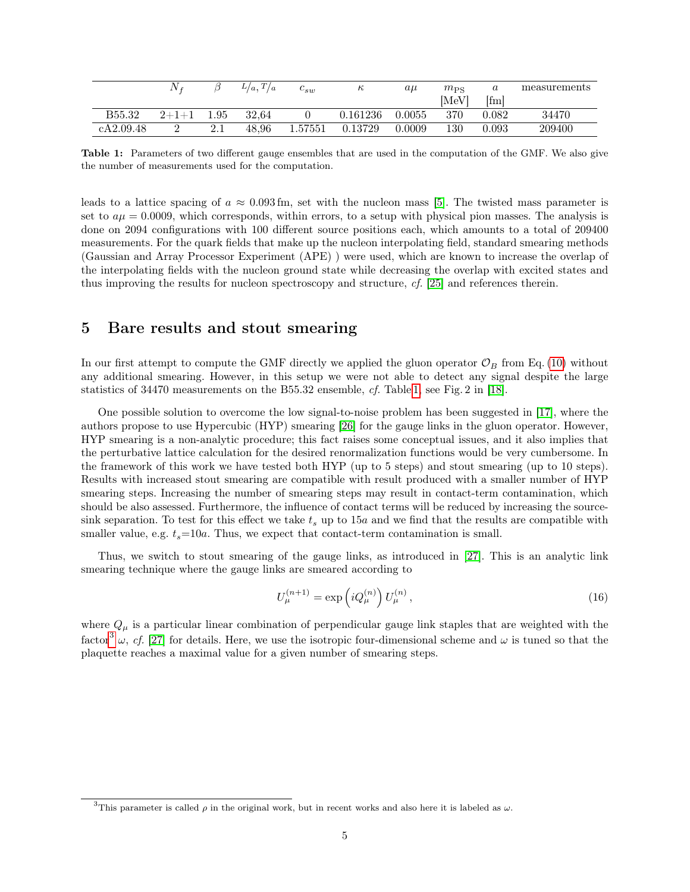| | $N_f$ | $\beta$ | $L/a, T/a$ | $c_{sw}$ | $\kappa$ | $a\mu$ | $m_{\rm PS}$ [MeV] | $a$ [fm] | measurements |
|---|---|---|---|---|---|---|---|---|---|
| B55.32 | 2+1+1 | 1.95 | 32,64 | 0 | 0.161236 | 0.0055 | 370 | 0.082 | 34470 |
| cA2.09.48 | 2 | 2.1 | 48,96 | 1.57551 | 0.13729 | 0.0009 | 130 | 0.093 | 209400 |

**Table 1:** Parameters of two different gauge ensembles that are used in the computation of the GMF. We also give the number of measurements used for the computation.

leads to a lattice spacing of $a \approx 0.093\,\text{fm}$, set with the nucleon mass [5]. The twisted mass parameter is set to $a\mu = 0.0009$, which corresponds, within errors, to a setup with physical pion masses. The analysis is done on 2094 configurations with 100 different source positions each, which amounts to a total of 209400 measurements. For the quark fields that make up the nucleon interpolating field, standard smearing methods (Gaussian and Array Processor Experiment (APE) ) were used, which are known to increase the overlap of the interpolating fields with the nucleon ground state while decreasing the overlap with excited states and thus improving the results for nucleon spectroscopy and structure, *cf.* [25] and references therein.

# 5 Bare results and stout smearing

In our first attempt to compute the GMF directly we applied the gluon operator $\mathcal{O}_B$ from Eq. (10) without any additional smearing. However, in this setup we were not able to detect any signal despite the large statistics of 34470 measurements on the B55.32 ensemble, *cf.* Table1, see Fig. 2 in [18].

One possible solution to overcome the low signal-to-noise problem has been suggested in [17], where the authors propose to use Hypercubic (HYP) smearing [26] for the gauge links in the gluon operator. However, HYP smearing is a non-analytic procedure; this fact raises some conceptual issues, and it also implies that the perturbative lattice calculation for the desired renormalization functions would be very cumbersome. In the framework of this work we have tested both HYP (up to 5 steps) and stout smearing (up to 10 steps). Results with increased stout smearing are compatible with result produced with a smaller number of HYP smearing steps. Increasing the number of smearing steps may result in contact-term contamination, which should be also assessed. Furthermore, the influence of contact terms will be reduced by increasing the source-sink separation. To test for this effect we take $t_s$ up to $15a$ and we find that the results are compatible with smaller value, e.g. $t_s$=$10a$. Thus, we expect that contact-term contamination is small.

Thus, we switch to stout smearing of the gauge links, as introduced in [27]. This is an analytic link smearing technique where the gauge links are smeared according to

$$U_\mu^{(n+1)} = \exp\left(iQ_\mu^{(n)}\right) U_\mu^{(n)}\,, \tag{16}$$

where $Q_\mu$ is a particular linear combination of perpendicular gauge link staples that are weighted with the factor[3] $\omega$, *cf.* [27] for details. Here, we use the isotropic four-dimensional scheme and $\omega$ is tuned so that the plaquette reaches a maximal value for a given number of smearing steps.

[3] This parameter is called $\rho$ in the original work, but in recent works and also here it is labeled as $\omega$.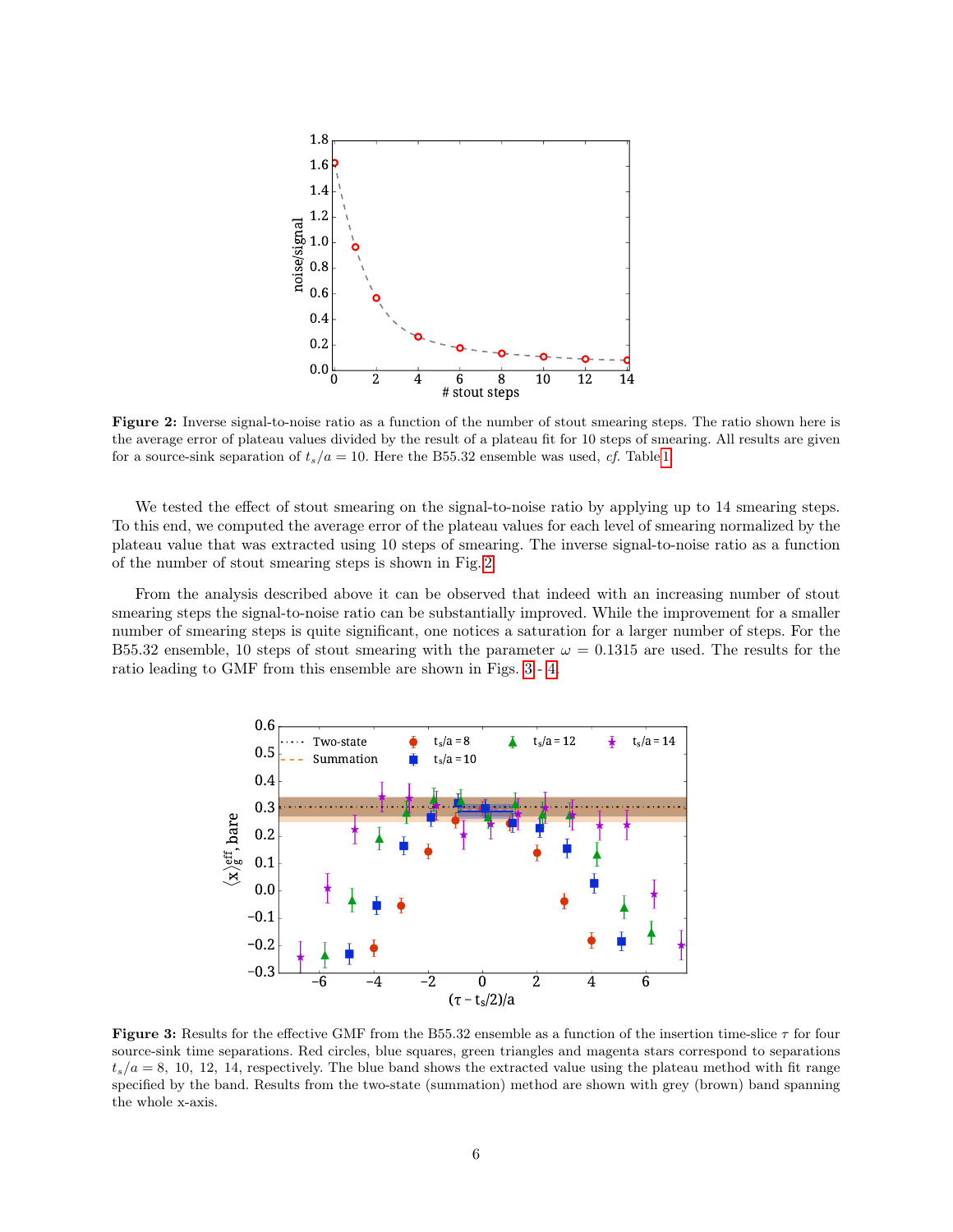**Figure 2:** Inverse signal-to-noise ratio as a function of the number of stout smearing steps. The ratio shown here is the average error of plateau values divided by the result of a plateau fit for 10 steps of smearing. All results are given for a source-sink separation of $t_s/a = 10$. Here the B55.32 ensemble was used, *cf.* Table 1.

We tested the effect of stout smearing on the signal-to-noise ratio by applying up to 14 smearing steps. To this end, we computed the average error of the plateau values for each level of smearing normalized by the plateau value that was extracted using 10 steps of smearing. The inverse signal-to-noise ratio as a function of the number of stout smearing steps is shown in Fig. 2.

From the analysis described above it can be observed that indeed with an increasing number of stout smearing steps the signal-to-noise ratio can be substantially improved. While the improvement for a smaller number of smearing steps is quite significant, one notices a saturation for a larger number of steps. For the B55.32 ensemble, 10 steps of stout smearing with the parameter $\omega = 0.1315$ are used. The results for the ratio leading to GMF from this ensemble are shown in Figs. 3 - 4.

**Figure 3:** Results for the effective GMF from the B55.32 ensemble as a function of the insertion time-slice $\tau$ for four source-sink time separations. Red circles, blue squares, green triangles and magenta stars correspond to separations $t_s/a = 8,\ 10,\ 12,\ 14$, respectively. The blue band shows the extracted value using the plateau method with fit range specified by the band. Results from the two-state (summation) method are shown with grey (brown) band spanning the whole x-axis.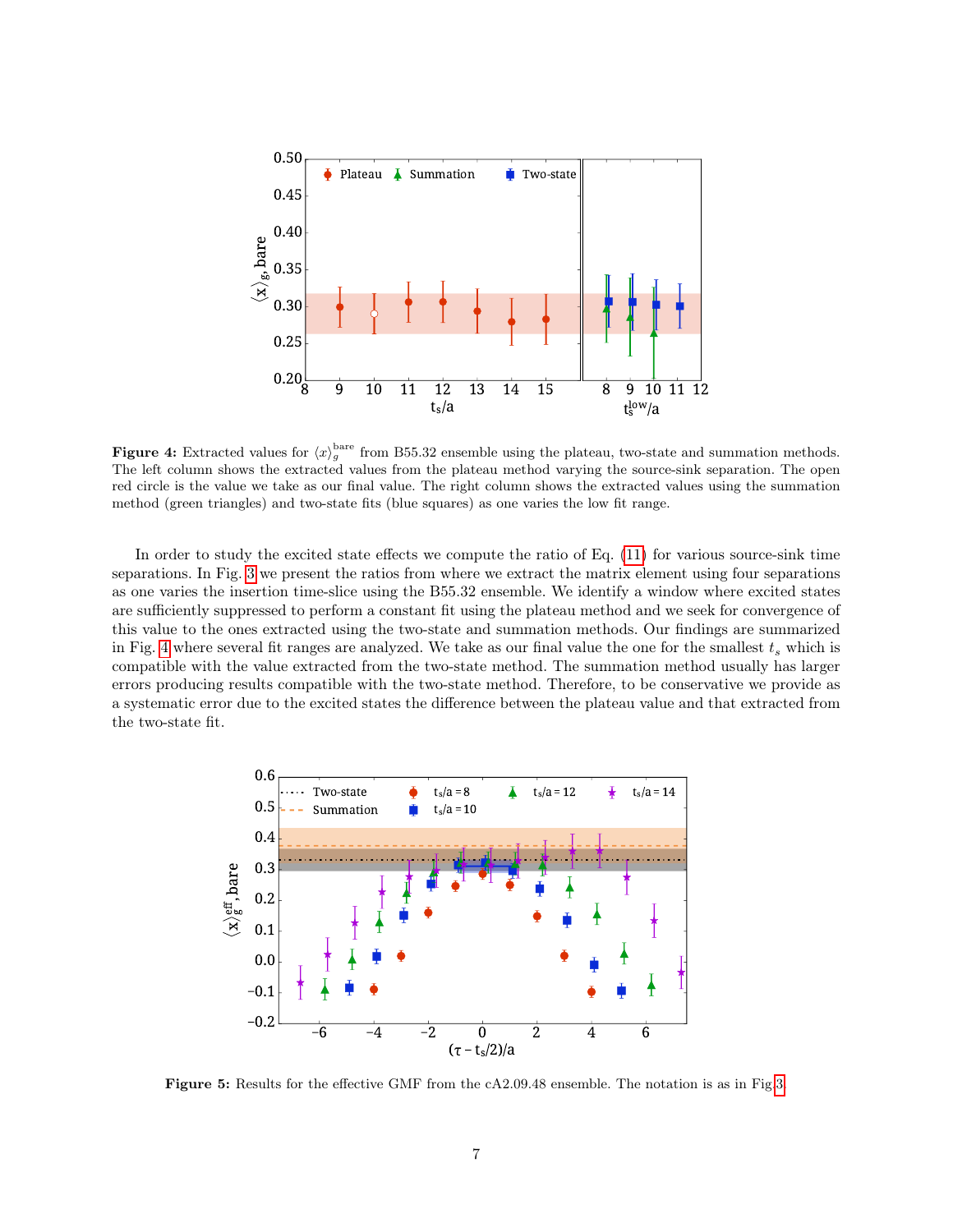**Figure 4:** Extracted values for $\langle x \rangle_g^{\rm bare}$ from B55.32 ensemble using the plateau, two-state and summation methods. The left column shows the extracted values from the plateau method varying the source-sink separation. The open red circle is the value we take as our final value. The right column shows the extracted values using the summation method (green triangles) and two-state fits (blue squares) as one varies the low fit range.

In order to study the excited state effects we compute the ratio of Eq. (11) for various source-sink time separations. In Fig. 3 we present the ratios from where we extract the matrix element using four separations as one varies the insertion time-slice using the B55.32 ensemble. We identify a window where excited states are sufficiently suppressed to perform a constant fit using the plateau method and we seek for convergence of this value to the ones extracted using the two-state and summation methods. Our findings are summarized in Fig. 4 where several fit ranges are analyzed. We take as our final value the one for the smallest $t_s$ which is compatible with the value extracted from the two-state method. The summation method usually has larger errors producing results compatible with the two-state method. Therefore, to be conservative we provide as a systematic error due to the excited states the difference between the plateau value and that extracted from the two-state fit.

**Figure 5:** Results for the effective GMF from the cA2.09.48 ensemble. The notation is as in Fig. 3.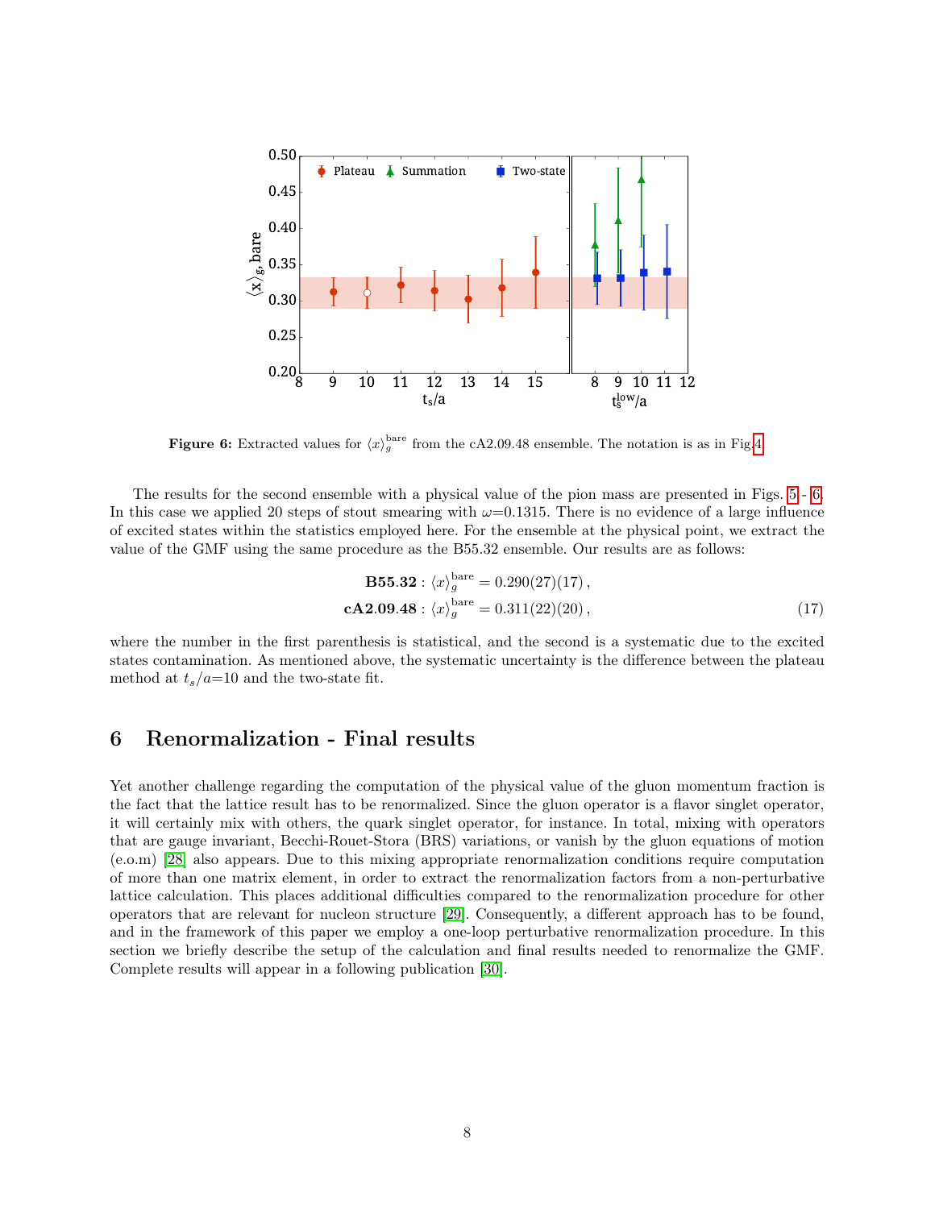**Figure 6:** Extracted values for $\langle x \rangle_g^{\text{bare}}$ from the cA2.09.48 ensemble. The notation is as in Fig.4.

The results for the second ensemble with a physical value of the pion mass are presented in Figs. 5 - 6. In this case we applied 20 steps of stout smearing with $\omega$=0.1315. There is no evidence of a large influence of excited states within the statistics employed here. For the ensemble at the physical point, we extract the value of the GMF using the same procedure as the B55.32 ensemble. Our results are as follows:

$$
\begin{aligned}
\textbf{B55.32} : \langle x \rangle_g^{\text{bare}} &= 0.290(27)(17)\,, \\
\textbf{cA2.09.48} : \langle x \rangle_g^{\text{bare}} &= 0.311(22)(20)\,,
\end{aligned}
\tag{17}
$$

where the number in the first parenthesis is statistical, and the second is a systematic due to the excited states contamination. As mentioned above, the systematic uncertainty is the difference between the plateau method at $t_s/a$=10 and the two-state fit.

# 6 Renormalization - Final results

Yet another challenge regarding the computation of the physical value of the gluon momentum fraction is the fact that the lattice result has to be renormalized. Since the gluon operator is a flavor singlet operator, it will certainly mix with others, the quark singlet operator, for instance. In total, mixing with operators that are gauge invariant, Becchi-Rouet-Stora (BRS) variations, or vanish by the gluon equations of motion (e.o.m) [28] also appears. Due to this mixing appropriate renormalization conditions require computation of more than one matrix element, in order to extract the renormalization factors from a non-perturbative lattice calculation. This places additional difficulties compared to the renormalization procedure for other operators that are relevant for nucleon structure [29]. Consequently, a different approach has to be found, and in the framework of this paper we employ a one-loop perturbative renormalization procedure. In this section we briefly describe the setup of the calculation and final results needed to renormalize the GMF. Complete results will appear in a following publication [30].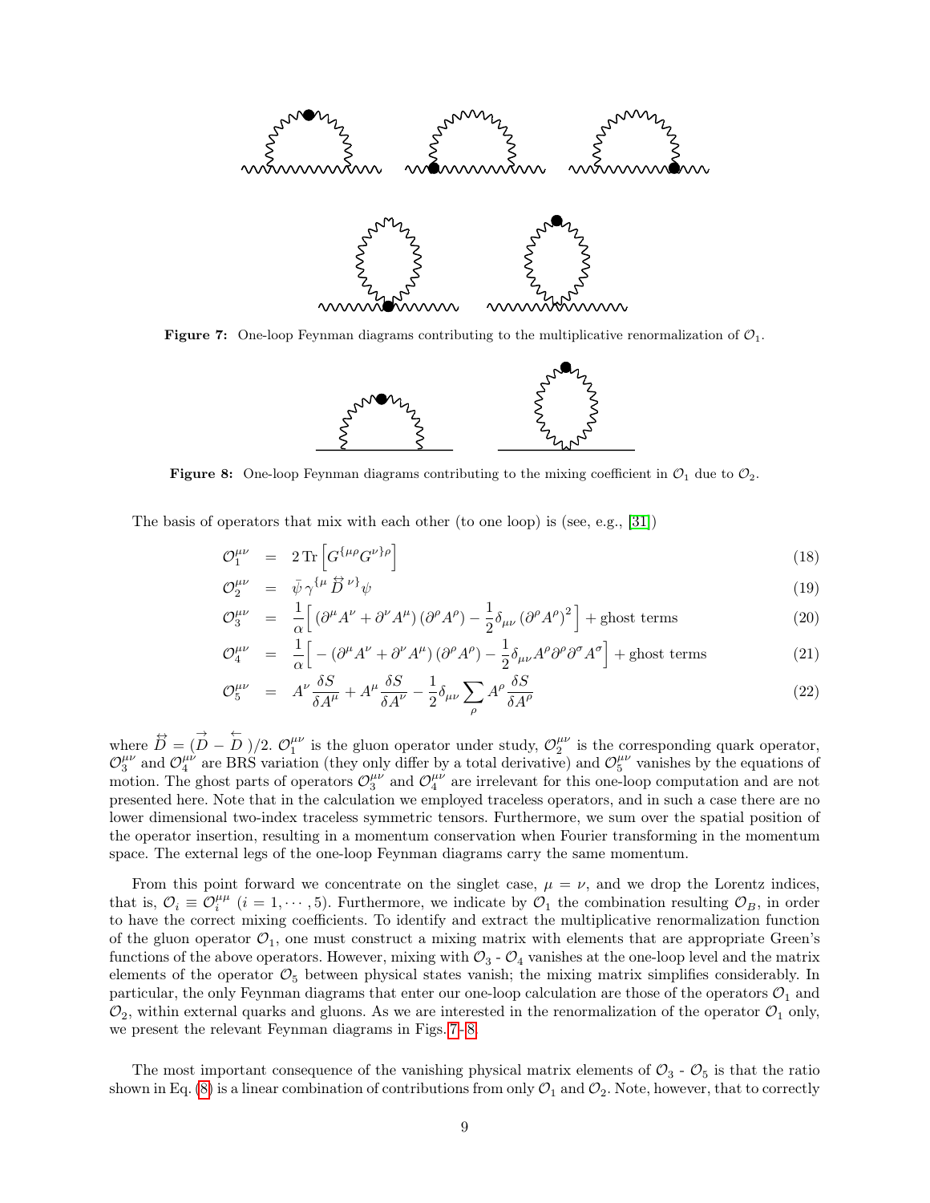**Figure 7:** One-loop Feynman diagrams contributing to the multiplicative renormalization of $\mathcal{O}_1$.

**Figure 8:** One-loop Feynman diagrams contributing to the mixing coefficient in $\mathcal{O}_1$ due to $\mathcal{O}_2$.

The basis of operators that mix with each other (to one loop) is (see, e.g., [31])

$$\mathcal{O}_1^{\mu\nu} = 2\,\mathrm{Tr}\left[G^{\{\mu\rho}G^{\nu\}\rho}\right] \tag{18}$$

$$\mathcal{O}_2^{\mu\nu} = \bar{\psi}\,\gamma^{\{\mu}\overleftrightarrow{D}^{\nu\}}\psi \tag{19}$$

$$\mathcal{O}_3^{\mu\nu} = \frac{1}{\alpha}\Big[\left(\partial^\mu A^\nu + \partial^\nu A^\mu\right)\left(\partial^\rho A^\rho\right) - \frac{1}{2}\delta_{\mu\nu}\left(\partial^\rho A^\rho\right)^2\Big] + \text{ghost terms} \tag{20}$$

$$\mathcal{O}_4^{\mu\nu} = \frac{1}{\alpha}\Big[-\left(\partial^\mu A^\nu + \partial^\nu A^\mu\right)\left(\partial^\rho A^\rho\right) - \frac{1}{2}\delta_{\mu\nu}A^\rho\partial^\rho\partial^\sigma A^\sigma\Big] + \text{ghost terms} \tag{21}$$

$$\mathcal{O}_5^{\mu\nu} = A^\nu\frac{\delta S}{\delta A^\mu} + A^\mu\frac{\delta S}{\delta A^\nu} - \frac{1}{2}\delta_{\mu\nu}\sum_\rho A^\rho\frac{\delta S}{\delta A^\rho} \tag{22}$$

where $\overleftrightarrow{D} = (\overrightarrow{D} - \overleftarrow{D})/2$. $\mathcal{O}_1^{\mu\nu}$ is the gluon operator under study, $\mathcal{O}_2^{\mu\nu}$ is the corresponding quark operator, $\mathcal{O}_3^{\mu\nu}$ and $\mathcal{O}_4^{\mu\nu}$ are BRS variation (they only differ by a total derivative) and $\mathcal{O}_5^{\mu\nu}$ vanishes by the equations of motion. The ghost parts of operators $\mathcal{O}_3^{\mu\nu}$ and $\mathcal{O}_4^{\mu\nu}$ are irrelevant for this one-loop computation and are not presented here. Note that in the calculation we employed traceless operators, and in such a case there are no lower dimensional two-index traceless symmetric tensors. Furthermore, we sum over the spatial position of the operator insertion, resulting in a momentum conservation when Fourier transforming in the momentum space. The external legs of the one-loop Feynman diagrams carry the same momentum.

From this point forward we concentrate on the singlet case, $\mu = \nu$, and we drop the Lorentz indices, that is, $\mathcal{O}_i \equiv \mathcal{O}_i^{\mu\mu}$ $(i = 1, \cdots, 5)$. Furthermore, we indicate by $\mathcal{O}_1$ the combination resulting $\mathcal{O}_B$, in order to have the correct mixing coefficients. To identify and extract the multiplicative renormalization function of the gluon operator $\mathcal{O}_1$, one must construct a mixing matrix with elements that are appropriate Green's functions of the above operators. However, mixing with $\mathcal{O}_3$ - $\mathcal{O}_4$ vanishes at the one-loop level and the matrix elements of the operator $\mathcal{O}_5$ between physical states vanish; the mixing matrix simplifies considerably. In particular, the only Feynman diagrams that enter our one-loop calculation are those of the operators $\mathcal{O}_1$ and $\mathcal{O}_2$, within external quarks and gluons. As we are interested in the renormalization of the operator $\mathcal{O}_1$ only, we present the relevant Feynman diagrams in Figs. 7–8.

The most important consequence of the vanishing physical matrix elements of $\mathcal{O}_3$ - $\mathcal{O}_5$ is that the ratio shown in Eq. (8) is a linear combination of contributions from only $\mathcal{O}_1$ and $\mathcal{O}_2$. Note, however, that to correctly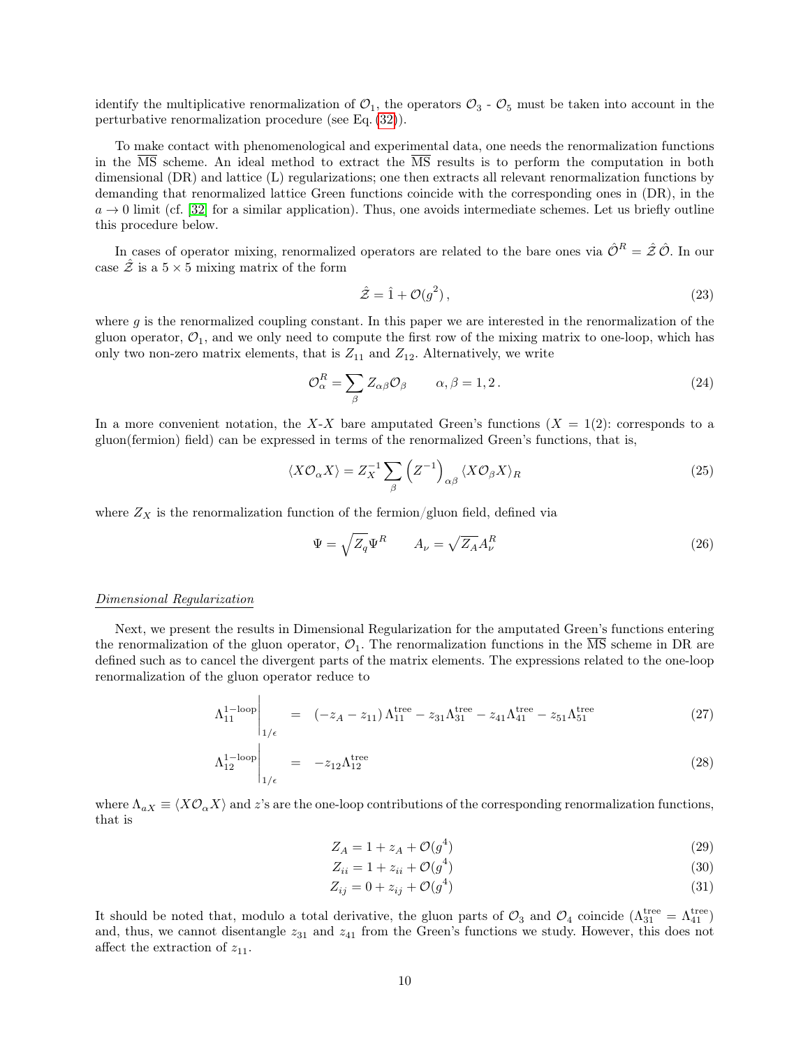identify the multiplicative renormalization of $\mathcal{O}_1$, the operators $\mathcal{O}_3$ - $\mathcal{O}_5$ must be taken into account in the perturbative renormalization procedure (see Eq. (32)).

To make contact with phenomenological and experimental data, one needs the renormalization functions in the $\overline{\rm MS}$ scheme. An ideal method to extract the $\overline{\rm MS}$ results is to perform the computation in both dimensional (DR) and lattice (L) regularizations; one then extracts all relevant renormalization functions by demanding that renormalized lattice Green functions coincide with the corresponding ones in (DR), in the $a \to 0$ limit (cf. [32] for a similar application). Thus, one avoids intermediate schemes. Let us briefly outline this procedure below.

In cases of operator mixing, renormalized operators are related to the bare ones via $\hat{\mathcal{O}}^R = \hat{\mathcal{Z}}\,\hat{\mathcal{O}}$. In our case $\hat{\mathcal{Z}}$ is a $5 \times 5$ mixing matrix of the form

$$\hat{\mathcal{Z}} = \hat{1} + \mathcal{O}(g^2)\,, \tag{23}$$

where $g$ is the renormalized coupling constant. In this paper we are interested in the renormalization of the gluon operator, $\mathcal{O}_1$, and we only need to compute the first row of the mixing matrix to one-loop, which has only two non-zero matrix elements, that is $Z_{11}$ and $Z_{12}$. Alternatively, we write

$$\mathcal{O}^R_\alpha = \sum_\beta Z_{\alpha\beta} \mathcal{O}_\beta \qquad \alpha, \beta = 1, 2\,. \tag{24}$$

In a more convenient notation, the $X$-$X$ bare amputated Green's functions ($X = 1(2)$: corresponds to a gluon(fermion) field) can be expressed in terms of the renormalized Green's functions, that is,

$$\langle X \mathcal{O}_\alpha X \rangle = Z_X^{-1} \sum_\beta \left(Z^{-1}\right)_{\alpha\beta} \langle X \mathcal{O}_\beta X \rangle_R \tag{25}$$

where $Z_X$ is the renormalization function of the fermion/gluon field, defined via

$$\Psi = \sqrt{Z_q}\Psi^R \qquad A_\nu = \sqrt{Z_A} A^R_\nu \tag{26}$$

*Dimensional Regularization*

Next, we present the results in Dimensional Regularization for the amputated Green's functions entering the renormalization of the gluon operator, $\mathcal{O}_1$. The renormalization functions in the $\overline{\rm MS}$ scheme in DR are defined such as to cancel the divergent parts of the matrix elements. The expressions related to the one-loop renormalization of the gluon operator reduce to

$$\Lambda_{11}^{1-\text{loop}}\Big|_{1/\epsilon} = \left(-z_A - z_{11}\right) \Lambda_{11}^{\text{tree}} - z_{31}\Lambda_{31}^{\text{tree}} - z_{41}\Lambda_{41}^{\text{tree}} - z_{51}\Lambda_{51}^{\text{tree}} \tag{27}$$

$$\Lambda_{12}^{1-\text{loop}}\Big|_{1/\epsilon} = -z_{12}\Lambda_{12}^{\text{tree}} \tag{28}$$

where $\Lambda_{aX} \equiv \langle X \mathcal{O}_\alpha X \rangle$ and $z$'s are the one-loop contributions of the corresponding renormalization functions, that is

$$Z_A = 1 + z_A + \mathcal{O}(g^4) \tag{29}$$

$$Z_{ii} = 1 + z_{ii} + \mathcal{O}(g^4) \tag{30}$$

$$Z_{ij} = 0 + z_{ij} + \mathcal{O}(g^4) \tag{31}$$

It should be noted that, modulo a total derivative, the gluon parts of $\mathcal{O}_3$ and $\mathcal{O}_4$ coincide ($\Lambda_{31}^{\text{tree}} = \Lambda_{41}^{\text{tree}}$) and, thus, we cannot disentangle $z_{31}$ and $z_{41}$ from the Green's functions we study. However, this does not affect the extraction of $z_{11}$.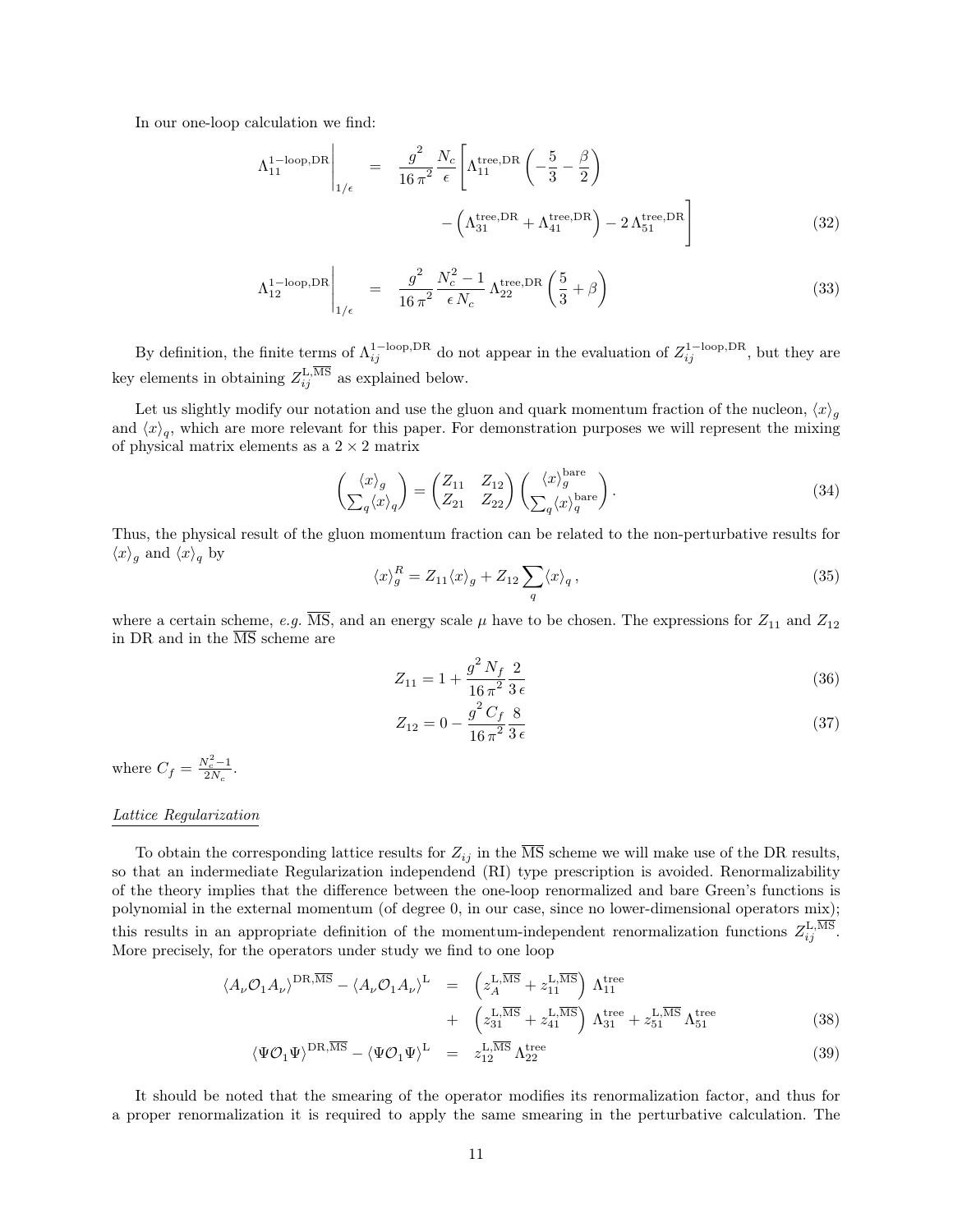In our one-loop calculation we find:

$$\Lambda_{11}^{1-\text{loop,DR}}\Bigg|_{1/\epsilon} = \frac{g^2}{16\,\pi^2}\frac{N_c}{\epsilon}\Bigg[\Lambda_{11}^{\text{tree,DR}}\left(-\frac{5}{3}-\frac{\beta}{2}\right) - \left(\Lambda_{31}^{\text{tree,DR}}+\Lambda_{41}^{\text{tree,DR}}\right) - 2\,\Lambda_{51}^{\text{tree,DR}}\Bigg] \tag{32}$$

$$\Lambda_{12}^{1-\text{loop,DR}}\Bigg|_{1/\epsilon} = \frac{g^2}{16\,\pi^2}\frac{N_c^2-1}{\epsilon\,N_c}\,\Lambda_{22}^{\text{tree,DR}}\left(\frac{5}{3}+\beta\right) \tag{33}$$

By definition, the finite terms of $\Lambda_{ij}^{1-\text{loop,DR}}$ do not appear in the evaluation of $Z_{ij}^{1-\text{loop,DR}}$, but they are key elements in obtaining $Z_{ij}^{\text{L},\overline{\text{MS}}}$ as explained below.

Let us slightly modify our notation and use the gluon and quark momentum fraction of the nucleon, $\langle x\rangle_g$ and $\langle x\rangle_q$, which are more relevant for this paper. For demonstration purposes we will represent the mixing of physical matrix elements as a $2\times 2$ matrix

$$\begin{pmatrix} \langle x\rangle_g \\ \sum_q \langle x\rangle_q \end{pmatrix} = \begin{pmatrix} Z_{11} & Z_{12} \\ Z_{21} & Z_{22} \end{pmatrix} \begin{pmatrix} \langle x\rangle_g^{\text{bare}} \\ \sum_q \langle x\rangle_q^{\text{bare}} \end{pmatrix}. \tag{34}$$

Thus, the physical result of the gluon momentum fraction can be related to the non-perturbative results for $\langle x\rangle_g$ and $\langle x\rangle_q$ by

$$\langle x\rangle_g^R = Z_{11}\langle x\rangle_g + Z_{12}\sum_q \langle x\rangle_q\,, \tag{35}$$

where a certain scheme, *e.g.* $\overline{\text{MS}}$, and an energy scale $\mu$ have to be chosen. The expressions for $Z_{11}$ and $Z_{12}$ in DR and in the $\overline{\text{MS}}$ scheme are

$$Z_{11} = 1 + \frac{g^2\,N_f}{16\,\pi^2}\frac{2}{3\,\epsilon} \tag{36}$$

$$Z_{12} = 0 - \frac{g^2\,C_f}{16\,\pi^2}\frac{8}{3\,\epsilon} \tag{37}$$

where $C_f = \frac{N_c^2-1}{2N_c}$.

<u>*Lattice Regularization*</u>

To obtain the corresponding lattice results for $Z_{ij}$ in the $\overline{\text{MS}}$ scheme we will make use of the DR results, so that an indermediate Regularization independend (RI) type prescription is avoided. Renormalizability of the theory implies that the difference between the one-loop renormalized and bare Green's functions is polynomial in the external momentum (of degree 0, in our case, since no lower-dimensional operators mix); this results in an appropriate definition of the momentum-independent renormalization functions $Z_{ij}^{\text{L},\overline{\text{MS}}}$. More precisely, for the operators under study we find to one loop

$$\begin{aligned} \langle A_\nu \mathcal{O}_1 A_\nu\rangle^{\text{DR},\overline{\text{MS}}} - \langle A_\nu \mathcal{O}_1 A_\nu\rangle^{\text{L}} &= \left(z_A^{\text{L},\overline{\text{MS}}} + z_{11}^{\text{L},\overline{\text{MS}}}\right)\,\Lambda_{11}^{\text{tree}} \\ &+ \left(z_{31}^{\text{L},\overline{\text{MS}}} + z_{41}^{\text{L},\overline{\text{MS}}}\right)\,\Lambda_{31}^{\text{tree}} + z_{51}^{\text{L},\overline{\text{MS}}}\,\Lambda_{51}^{\text{tree}} \end{aligned} \tag{38}$$

$$\langle \Psi \mathcal{O}_1 \Psi\rangle^{\text{DR},\overline{\text{MS}}} - \langle \Psi \mathcal{O}_1 \Psi\rangle^{\text{L}} = z_{12}^{\text{L},\overline{\text{MS}}}\,\Lambda_{22}^{\text{tree}} \tag{39}$$

It should be noted that the smearing of the operator modifies its renormalization factor, and thus for a proper renormalization it is required to apply the same smearing in the perturbative calculation. The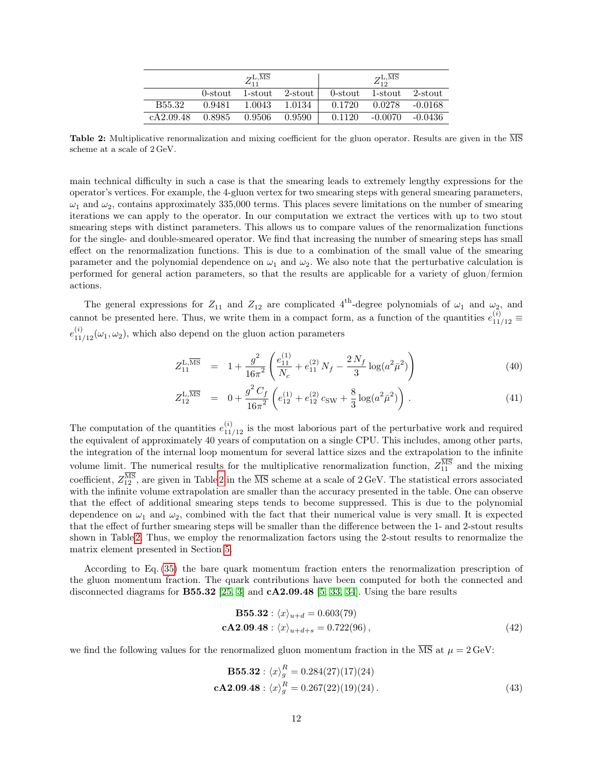| | $Z_{11}^{\mathrm{L},\overline{\mathrm{MS}}}$ | | | $Z_{12}^{\mathrm{L},\overline{\mathrm{MS}}}$ | | |
|---|---|---|---|---|---|---|
| | 0-stout | 1-stout | 2-stout | 0-stout | 1-stout | 2-stout |
| B55.32 | 0.9481 | 1.0043 | 1.0134 | 0.1720 | 0.0278 | -0.0168 |
| cA2.09.48 | 0.8985 | 0.9506 | 0.9590 | 0.1120 | -0.0070 | -0.0436 |

**Table 2:** Multiplicative renormalization and mixing coefficient for the gluon operator. Results are given in the $\overline{\mathrm{MS}}$ scheme at a scale of 2 GeV.

main technical difficulty in such a case is that the smearing leads to extremely lengthy expressions for the operator's vertices. For example, the 4-gluon vertex for two smearing steps with general smearing parameters, $\omega_1$ and $\omega_2$, contains approximately 335,000 terms. This places severe limitations on the number of smearing iterations we can apply to the operator. In our computation we extract the vertices with up to two stout smearing steps with distinct parameters. This allows us to compare values of the renormalization functions for the single- and double-smeared operator. We find that increasing the number of smearing steps has small effect on the renormalization functions. This is due to a combination of the small value of the smearing parameter and the polynomial dependence on $\omega_1$ and $\omega_2$. We also note that the perturbative calculation is performed for general action parameters, so that the results are applicable for a variety of gluon/fermion actions.

The general expressions for $Z_{11}$ and $Z_{12}$ are complicated $4^{\text{th}}$-degree polynomials of $\omega_1$ and $\omega_2$, and cannot be presented here. Thus, we write them in a compact form, as a function of the quantities $e^{(i)}_{11/12} \equiv e^{(i)}_{11/12}(\omega_1,\omega_2)$, which also depend on the gluon action parameters

$$Z_{11}^{\mathrm{L},\overline{\mathrm{MS}}} = 1 + \frac{g^2}{16\pi^2}\left(\frac{e^{(1)}_{11}}{N_c} + e^{(2)}_{11}\,N_f - \frac{2\,N_f}{3}\log(a^2\bar{\mu}^2)\right) \tag{40}$$

$$Z_{12}^{\mathrm{L},\overline{\mathrm{MS}}} = 0 + \frac{g^2\,C_f}{16\pi^2}\left(e^{(1)}_{12} + e^{(2)}_{12}\,c_{\mathrm{SW}} + \frac{8}{3}\log(a^2\bar{\mu}^2)\right). \tag{41}$$

The computation of the quantities $e^{(i)}_{11/12}$ is the most laborious part of the perturbative work and required the equivalent of approximately 40 years of computation on a single CPU. This includes, among other parts, the integration of the internal loop momentum for several lattice sizes and the extrapolation to the infinite volume limit. The numerical results for the multiplicative renormalization function, $Z_{11}^{\overline{\mathrm{MS}}}$ and the mixing coefficient, $Z_{12}^{\overline{\mathrm{MS}}}$, are given in Table 2 in the $\overline{\mathrm{MS}}$ scheme at a scale of 2 GeV. The statistical errors associated with the infinite volume extrapolation are smaller than the accuracy presented in the table. One can observe that the effect of additional smearing steps tends to become suppressed. This is due to the polynomial dependence on $\omega_1$ and $\omega_2$, combined with the fact that their numerical value is very small. It is expected that the effect of further smearing steps will be smaller than the difference between the 1- and 2-stout results shown in Table 2. Thus, we employ the renormalization factors using the 2-stout results to renormalize the matrix element presented in Section 5.

According to Eq. (35) the bare quark momentum fraction enters the renormalization prescription of the gluon momentum fraction. The quark contributions have been computed for both the connected and disconnected diagrams for **B55.32** [25, 3] and **cA2.09.48** [5, 33, 34]. Using the bare results

$$\begin{aligned}\mathbf{B55.32}: \langle x\rangle_{u+d} &= 0.603(79)\\ \mathbf{cA2.09.48}: \langle x\rangle_{u+d+s} &= 0.722(96)\,,\end{aligned} \tag{42}$$

we find the following values for the renormalized gluon momentum fraction in the $\overline{\mathrm{MS}}$ at $\mu = 2\,\mathrm{GeV}$:

$$\begin{aligned}\mathbf{B55.32}: \langle x\rangle_g^R &= 0.284(27)(17)(24)\\ \mathbf{cA2.09.48}: \langle x\rangle_g^R &= 0.267(22)(19)(24)\,.\end{aligned} \tag{43}$$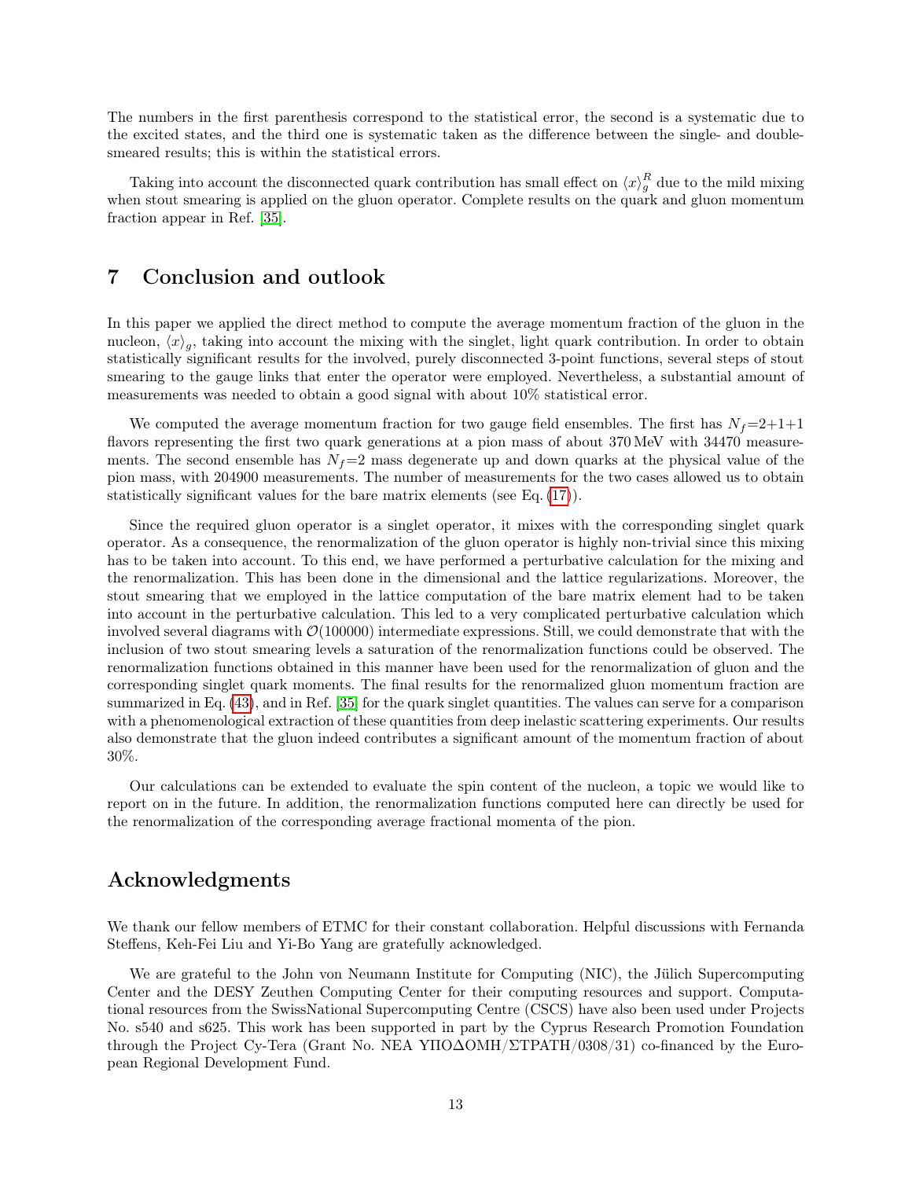The numbers in the first parenthesis correspond to the statistical error, the second is a systematic due to the excited states, and the third one is systematic taken as the difference between the single- and double-smeared results; this is within the statistical errors.

Taking into account the disconnected quark contribution has small effect on $\langle x \rangle_g^R$ due to the mild mixing when stout smearing is applied on the gluon operator. Complete results on the quark and gluon momentum fraction appear in Ref. [35].

# 7 Conclusion and outlook

In this paper we applied the direct method to compute the average momentum fraction of the gluon in the nucleon, $\langle x \rangle_g$, taking into account the mixing with the singlet, light quark contribution. In order to obtain statistically significant results for the involved, purely disconnected 3-point functions, several steps of stout smearing to the gauge links that enter the operator were employed. Nevertheless, a substantial amount of measurements was needed to obtain a good signal with about 10% statistical error.

We computed the average momentum fraction for two gauge field ensembles. The first has $N_f$=2+1+1 flavors representing the first two quark generations at a pion mass of about 370 MeV with 34470 measurements. The second ensemble has $N_f$=2 mass degenerate up and down quarks at the physical value of the pion mass, with 204900 measurements. The number of measurements for the two cases allowed us to obtain statistically significant values for the bare matrix elements (see Eq. (17)).

Since the required gluon operator is a singlet operator, it mixes with the corresponding singlet quark operator. As a consequence, the renormalization of the gluon operator is highly non-trivial since this mixing has to be taken into account. To this end, we have performed a perturbative calculation for the mixing and the renormalization. This has been done in the dimensional and the lattice regularizations. Moreover, the stout smearing that we employed in the lattice computation of the bare matrix element had to be taken into account in the perturbative calculation. This led to a very complicated perturbative calculation which involved several diagrams with $\mathcal{O}(100000)$ intermediate expressions. Still, we could demonstrate that with the inclusion of two stout smearing levels a saturation of the renormalization functions could be observed. The renormalization functions obtained in this manner have been used for the renormalization of gluon and the corresponding singlet quark moments. The final results for the renormalized gluon momentum fraction are summarized in Eq. (43), and in Ref. [35] for the quark singlet quantities. The values can serve for a comparison with a phenomenological extraction of these quantities from deep inelastic scattering experiments. Our results also demonstrate that the gluon indeed contributes a significant amount of the momentum fraction of about 30%.

Our calculations can be extended to evaluate the spin content of the nucleon, a topic we would like to report on in the future. In addition, the renormalization functions computed here can directly be used for the renormalization of the corresponding average fractional momenta of the pion.

# Acknowledgments

We thank our fellow members of ETMC for their constant collaboration. Helpful discussions with Fernanda Steffens, Keh-Fei Liu and Yi-Bo Yang are gratefully acknowledged.

We are grateful to the John von Neumann Institute for Computing (NIC), the Jülich Supercomputing Center and the DESY Zeuthen Computing Center for their computing resources and support. Computational resources from the SwissNational Supercomputing Centre (CSCS) have also been used under Projects No. s540 and s625. This work has been supported in part by the Cyprus Research Promotion Foundation through the Project Cy-Tera (Grant No. NEA ΥΠΟΔΟΜΗ/ΣΤΡΑΤΗ/0308/31) co-financed by the European Regional Development Fund.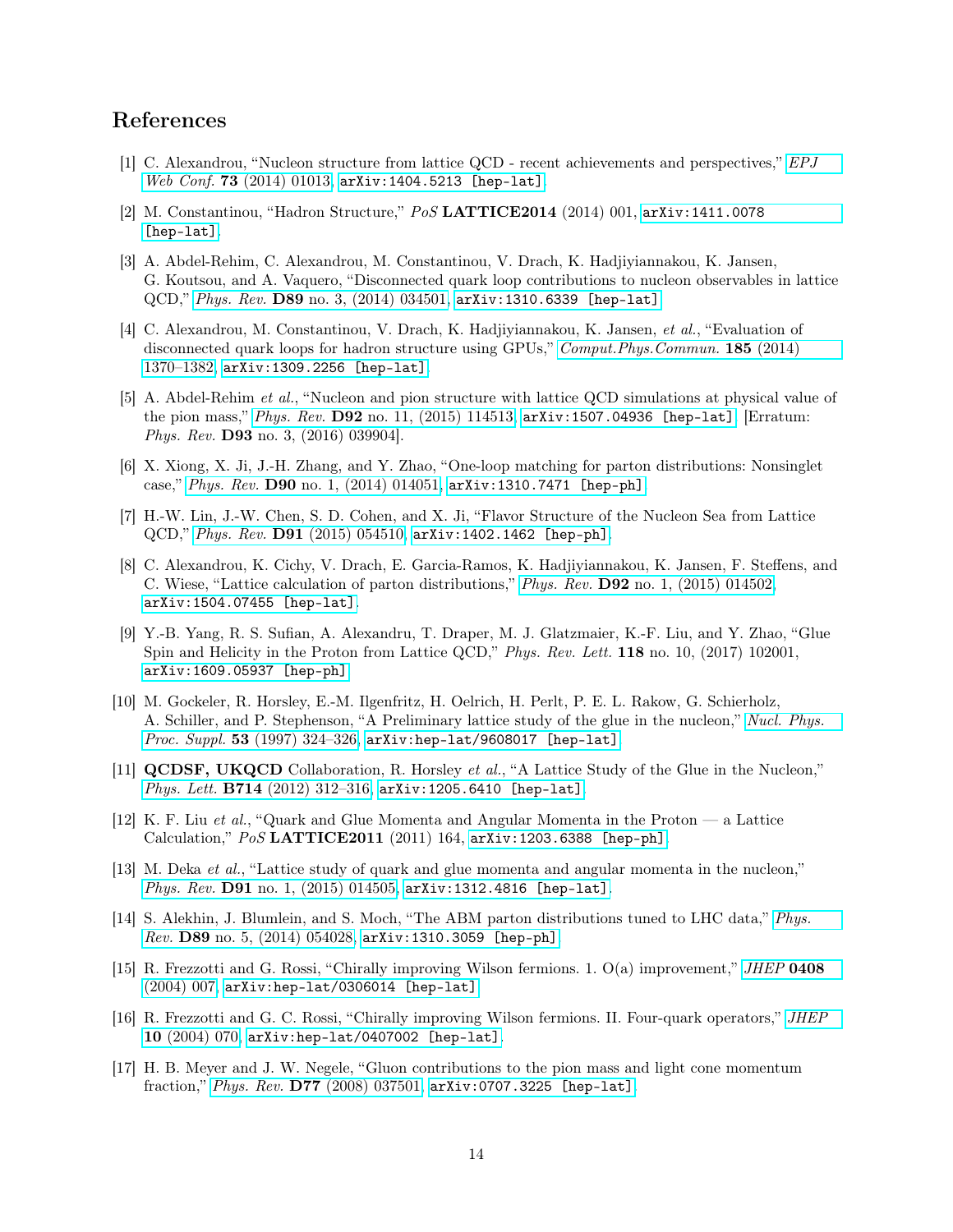## References

[1] C. Alexandrou, "Nucleon structure from lattice QCD - recent achievements and perspectives," *EPJ Web Conf.* **73** (2014) 01013, arXiv:1404.5213 [hep-lat].

[2] M. Constantinou, "Hadron Structure," *PoS* **LATTICE2014** (2014) 001, arXiv:1411.0078 [hep-lat].

[3] A. Abdel-Rehim, C. Alexandrou, M. Constantinou, V. Drach, K. Hadjiyiannakou, K. Jansen, G. Koutsou, and A. Vaquero, "Disconnected quark loop contributions to nucleon observables in lattice QCD," *Phys. Rev.* **D89** no. 3, (2014) 034501, arXiv:1310.6339 [hep-lat].

[4] C. Alexandrou, M. Constantinou, V. Drach, K. Hadjiyiannakou, K. Jansen, *et al.*, "Evaluation of disconnected quark loops for hadron structure using GPUs," *Comput.Phys.Commun.* **185** (2014) 1370–1382, arXiv:1309.2256 [hep-lat].

[5] A. Abdel-Rehim *et al.*, "Nucleon and pion structure with lattice QCD simulations at physical value of the pion mass," *Phys. Rev.* **D92** no. 11, (2015) 114513, arXiv:1507.04936 [hep-lat]. [Erratum: *Phys. Rev.* **D93** no. 3, (2016) 039904].

[6] X. Xiong, X. Ji, J.-H. Zhang, and Y. Zhao, "One-loop matching for parton distributions: Nonsinglet case," *Phys. Rev.* **D90** no. 1, (2014) 014051, arXiv:1310.7471 [hep-ph].

[7] H.-W. Lin, J.-W. Chen, S. D. Cohen, and X. Ji, "Flavor Structure of the Nucleon Sea from Lattice QCD," *Phys. Rev.* **D91** (2015) 054510, arXiv:1402.1462 [hep-ph].

[8] C. Alexandrou, K. Cichy, V. Drach, E. Garcia-Ramos, K. Hadjiyiannakou, K. Jansen, F. Steffens, and C. Wiese, "Lattice calculation of parton distributions," *Phys. Rev.* **D92** no. 1, (2015) 014502, arXiv:1504.07455 [hep-lat].

[9] Y.-B. Yang, R. S. Sufian, A. Alexandru, T. Draper, M. J. Glatzmaier, K.-F. Liu, and Y. Zhao, "Glue Spin and Helicity in the Proton from Lattice QCD," *Phys. Rev. Lett.* **118** no. 10, (2017) 102001, arXiv:1609.05937 [hep-ph].

[10] M. Gockeler, R. Horsley, E.-M. Ilgenfritz, H. Oelrich, H. Perlt, P. E. L. Rakow, G. Schierholz, A. Schiller, and P. Stephenson, "A Preliminary lattice study of the glue in the nucleon," *Nucl. Phys. Proc. Suppl.* **53** (1997) 324–326, arXiv:hep-lat/9608017 [hep-lat].

[11] **QCDSF, UKQCD** Collaboration, R. Horsley *et al.*, "A Lattice Study of the Glue in the Nucleon," *Phys. Lett.* **B714** (2012) 312–316, arXiv:1205.6410 [hep-lat].

[12] K. F. Liu *et al.*, "Quark and Glue Momenta and Angular Momenta in the Proton — a Lattice Calculation," *PoS* **LATTICE2011** (2011) 164, arXiv:1203.6388 [hep-ph].

[13] M. Deka *et al.*, "Lattice study of quark and glue momenta and angular momenta in the nucleon," *Phys. Rev.* **D91** no. 1, (2015) 014505, arXiv:1312.4816 [hep-lat].

[14] S. Alekhin, J. Blumlein, and S. Moch, "The ABM parton distributions tuned to LHC data," *Phys. Rev.* **D89** no. 5, (2014) 054028, arXiv:1310.3059 [hep-ph].

[15] R. Frezzotti and G. Rossi, "Chirally improving Wilson fermions. 1. O(a) improvement," *JHEP* **0408** (2004) 007, arXiv:hep-lat/0306014 [hep-lat].

[16] R. Frezzotti and G. C. Rossi, "Chirally improving Wilson fermions. II. Four-quark operators," *JHEP* **10** (2004) 070, arXiv:hep-lat/0407002 [hep-lat].

[17] H. B. Meyer and J. W. Negele, "Gluon contributions to the pion mass and light cone momentum fraction," *Phys. Rev.* **D77** (2008) 037501, arXiv:0707.3225 [hep-lat].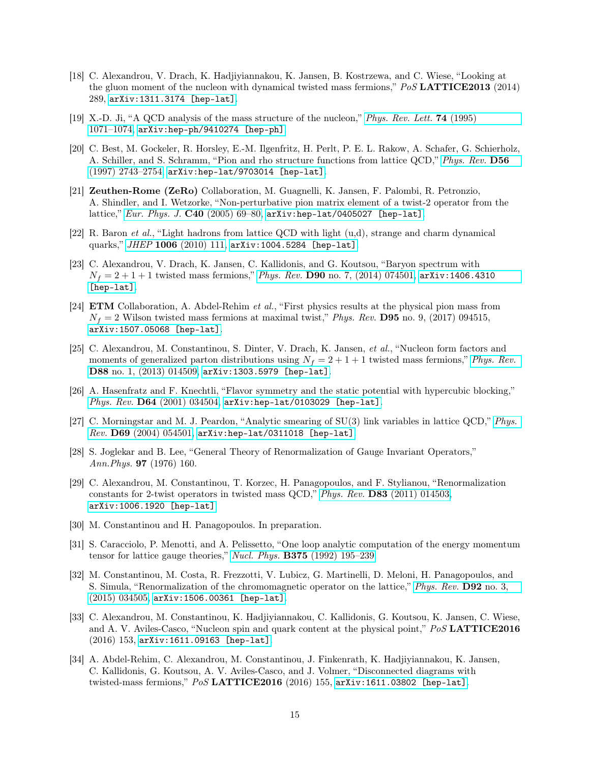[18] C. Alexandrou, V. Drach, K. Hadjiyiannakou, K. Jansen, B. Kostrzewa, and C. Wiese, "Looking at the gluon moment of the nucleon with dynamical twisted mass fermions," *PoS* **LATTICE2013** (2014) 289, arXiv:1311.3174 [hep-lat].

[19] X.-D. Ji, "A QCD analysis of the mass structure of the nucleon," *Phys. Rev. Lett.* **74** (1995) 1071–1074, arXiv:hep-ph/9410274 [hep-ph].

[20] C. Best, M. Gockeler, R. Horsley, E.-M. Ilgenfritz, H. Perlt, P. E. L. Rakow, A. Schafer, G. Schierholz, A. Schiller, and S. Schramm, "Pion and rho structure functions from lattice QCD," *Phys. Rev.* **D56** (1997) 2743–2754, arXiv:hep-lat/9703014 [hep-lat].

[21] **Zeuthen-Rome (ZeRo)** Collaboration, M. Guagnelli, K. Jansen, F. Palombi, R. Petronzio, A. Shindler, and I. Wetzorke, "Non-perturbative pion matrix element of a twist-2 operator from the lattice," *Eur. Phys. J.* **C40** (2005) 69–80, arXiv:hep-lat/0405027 [hep-lat].

[22] R. Baron *et al.*, "Light hadrons from lattice QCD with light (u,d), strange and charm dynamical quarks," *JHEP* **1006** (2010) 111, arXiv:1004.5284 [hep-lat].

[23] C. Alexandrou, V. Drach, K. Jansen, C. Kallidonis, and G. Koutsou, "Baryon spectrum with $N_f = 2+1+1$ twisted mass fermions," *Phys. Rev.* **D90** no. 7, (2014) 074501, arXiv:1406.4310 [hep-lat].

[24] **ETM** Collaboration, A. Abdel-Rehim *et al.*, "First physics results at the physical pion mass from $N_f = 2$ Wilson twisted mass fermions at maximal twist," *Phys. Rev.* **D95** no. 9, (2017) 094515, arXiv:1507.05068 [hep-lat].

[25] C. Alexandrou, M. Constantinou, S. Dinter, V. Drach, K. Jansen, *et al.*, "Nucleon form factors and moments of generalized parton distributions using $N_f = 2+1+1$ twisted mass fermions," *Phys. Rev.* **D88** no. 1, (2013) 014509, arXiv:1303.5979 [hep-lat].

[26] A. Hasenfratz and F. Knechtli, "Flavor symmetry and the static potential with hypercubic blocking," *Phys. Rev.* **D64** (2001) 034504, arXiv:hep-lat/0103029 [hep-lat].

[27] C. Morningstar and M. J. Peardon, "Analytic smearing of SU(3) link variables in lattice QCD," *Phys. Rev.* **D69** (2004) 054501, arXiv:hep-lat/0311018 [hep-lat].

[28] S. Joglekar and B. Lee, "General Theory of Renormalization of Gauge Invariant Operators," *Ann.Phys.* **97** (1976) 160.

[29] C. Alexandrou, M. Constantinou, T. Korzec, H. Panagopoulos, and F. Stylianou, "Renormalization constants for 2-twist operators in twisted mass QCD," *Phys. Rev.* **D83** (2011) 014503, arXiv:1006.1920 [hep-lat].

[30] M. Constantinou and H. Panagopoulos. In preparation.

[31] S. Caracciolo, P. Menotti, and A. Pelissetto, "One loop analytic computation of the energy momentum tensor for lattice gauge theories," *Nucl. Phys.* **B375** (1992) 195–239.

[32] M. Constantinou, M. Costa, R. Frezzotti, V. Lubicz, G. Martinelli, D. Meloni, H. Panagopoulos, and S. Simula, "Renormalization of the chromomagnetic operator on the lattice," *Phys. Rev.* **D92** no. 3, (2015) 034505, arXiv:1506.00361 [hep-lat].

[33] C. Alexandrou, M. Constantinou, K. Hadjiyiannakou, C. Kallidonis, G. Koutsou, K. Jansen, C. Wiese, and A. V. Aviles-Casco, "Nucleon spin and quark content at the physical point," *PoS* **LATTICE2016** (2016) 153, arXiv:1611.09163 [hep-lat].

[34] A. Abdel-Rehim, C. Alexandrou, M. Constantinou, J. Finkenrath, K. Hadjiyiannakou, K. Jansen, C. Kallidonis, G. Koutsou, A. V. Aviles-Casco, and J. Volmer, "Disconnected diagrams with twisted-mass fermions," *PoS* **LATTICE2016** (2016) 155, arXiv:1611.03802 [hep-lat].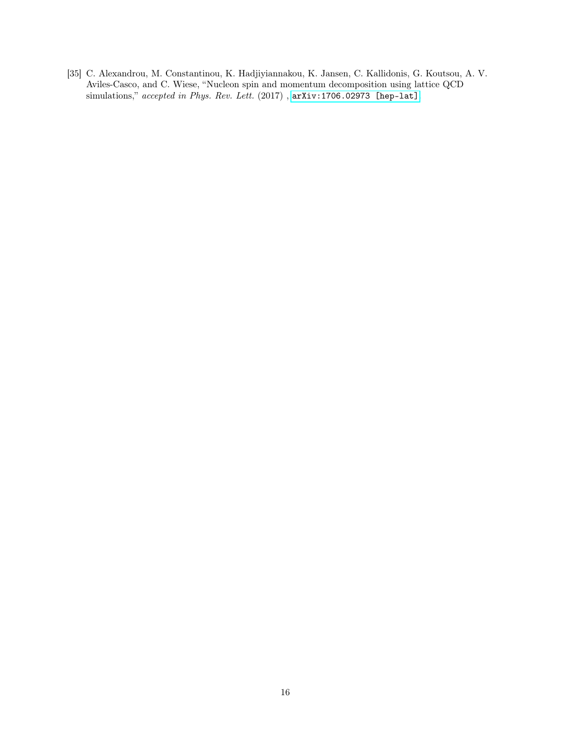[35] C. Alexandrou, M. Constantinou, K. Hadjiyiannakou, K. Jansen, C. Kallidonis, G. Koutsou, A. V. Aviles-Casco, and C. Wiese, "Nucleon spin and momentum decomposition using lattice QCD simulations," *accepted in Phys. Rev. Lett.* (2017) , arXiv:1706.02973 [hep-lat]